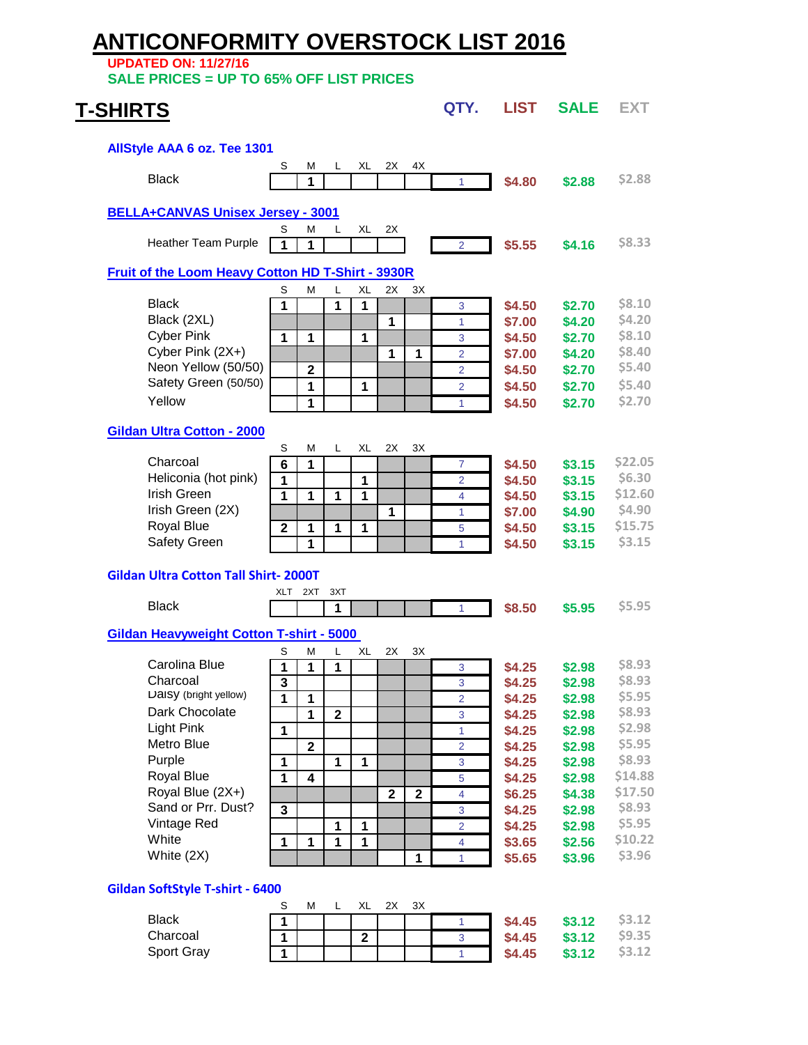# ANTICONFORMITY OVERSTOCK LIST 2016

**UPDATED ON: 11/27/16**

**SALE PRICES = UP TO 65% OFF LIST PRICES**

## T-SHIRTS

### AllStyle AAA 6 oz. Tee 1301

| | S | M | L | XL | 2X | 4X | QTY. | LIST | SALE | EXT |
|---|---|---|---|---|---|---|---|---|---|---|
| Black | | 1 | | | | | 1 | $4.80 | $2.88 | $2.88 |

### BELLA+CANVAS Unisex Jersey - 3001

| | S | M | L | XL | 2X | QTY. | LIST | SALE | EXT |
|---|---|---|---|---|---|---|---|---|---|
| Heather Team Purple | 1 | 1 | | | | 2 | $5.55 | $4.16 | $8.33 |

### Fruit of the Loom Heavy Cotton HD T-Shirt - 3930R

| | S | M | L | XL | 2X | 3X | QTY. | LIST | SALE | EXT |
|---|---|---|---|---|---|---|---|---|---|---|
| Black | 1 | | 1 | 1 | | | 3 | $4.50 | $2.70 | $8.10 |
| Black (2XL) | | | | | 1 | | 1 | $7.00 | $4.20 | $4.20 |
| Cyber Pink | 1 | 1 | | 1 | | | 3 | $4.50 | $2.70 | $8.10 |
| Cyber Pink (2X+) | | | | | 1 | 1 | 2 | $7.00 | $4.20 | $8.40 |
| Neon Yellow (50/50) | | 2 | | | | | 2 | $4.50 | $2.70 | $5.40 |
| Safety Green (50/50) | | 1 | | 1 | | | 2 | $4.50 | $2.70 | $5.40 |
| Yellow | | 1 | | | | | 1 | $4.50 | $2.70 | $2.70 |

### Gildan Ultra Cotton - 2000

| | S | M | L | XL | 2X | 3X | QTY. | LIST | SALE | EXT |
|---|---|---|---|---|---|---|---|---|---|---|
| Charcoal | 6 | 1 | | | | | 7 | $4.50 | $3.15 | $22.05 |
| Heliconia (hot pink) | 1 | | | 1 | | | 2 | $4.50 | $3.15 | $6.30 |
| Irish Green | 1 | 1 | 1 | 1 | | | 4 | $4.50 | $3.15 | $12.60 |
| Irish Green (2X) | | | | | 1 | | 1 | $7.00 | $4.90 | $4.90 |
| Royal Blue | 2 | 1 | 1 | 1 | | | 5 | $4.50 | $3.15 | $15.75 |
| Safety Green | | 1 | | | | | 1 | $4.50 | $3.15 | $3.15 |

### Gildan Ultra Cotton Tall Shirt- 2000T

| | XLT | 2XT | 3XT | QTY. | LIST | SALE | EXT |
|---|---|---|---|---|---|---|---|
| Black | | | 1 | 1 | $8.50 | $5.95 | $5.95 |

### Gildan Heavyweight Cotton T-shirt - 5000

| | S | M | L | XL | 2X | 3X | QTY. | LIST | SALE | EXT |
|---|---|---|---|---|---|---|---|---|---|---|
| Carolina Blue | 1 | 1 | 1 | | | | 3 | $4.25 | $2.98 | $8.93 |
| Charcoal | 3 | | | | | | 3 | $4.25 | $2.98 | $8.93 |
| Daisy (bright yellow) | 1 | 1 | | | | | 2 | $4.25 | $2.98 | $5.95 |
| Dark Chocolate | | 1 | 2 | | | | 3 | $4.25 | $2.98 | $8.93 |
| Light Pink | 1 | | | | | | 1 | $4.25 | $2.98 | $2.98 |
| Metro Blue | | 2 | | | | | 2 | $4.25 | $2.98 | $5.95 |
| Purple | 1 | | 1 | 1 | | | 3 | $4.25 | $2.98 | $8.93 |
| Royal Blue | 1 | 4 | | | | | 5 | $4.25 | $2.98 | $14.88 |
| Royal Blue (2X+) | | | | | 2 | 2 | 4 | $6.25 | $4.38 | $17.50 |
| Sand or Prr. Dust? | 3 | | | | | | 3 | $4.25 | $2.98 | $8.93 |
| Vintage Red | | | 1 | 1 | | | 2 | $4.25 | $2.98 | $5.95 |
| White | 1 | 1 | 1 | 1 | | | 4 | $3.65 | $2.56 | $10.22 |
| White (2X) | | | | | | 1 | 1 | $5.65 | $3.96 | $3.96 |

### Gildan SoftStyle T-shirt - 6400

| | S | M | L | XL | 2X | 3X | QTY. | LIST | SALE | EXT |
|---|---|---|---|---|---|---|---|---|---|---|
| Black | 1 | | | | | | 1 | $4.45 | $3.12 | $3.12 |
| Charcoal | 1 | | | 2 | | | 3 | $4.45 | $3.12 | $9.35 |
| Sport Gray | 1 | | | | | | 1 | $4.45 | $3.12 | $3.12 |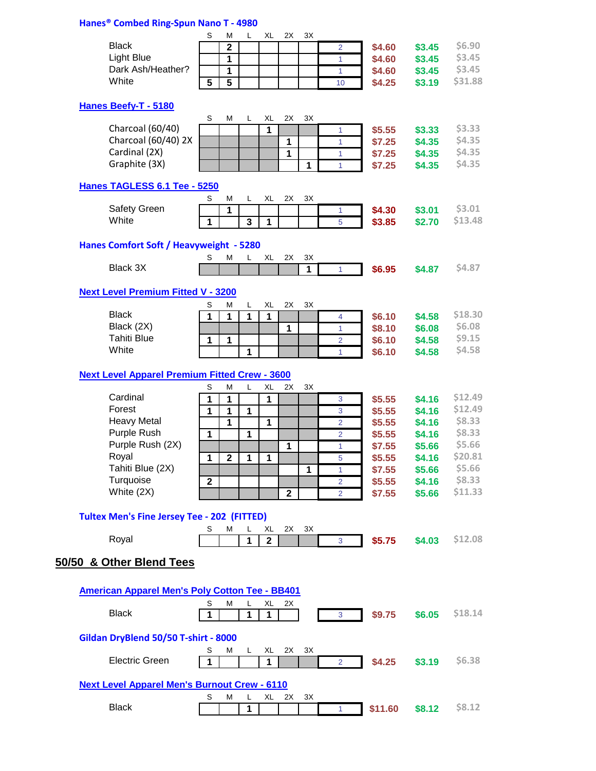### Hanes® Combed Ring-Spun Nano T - 4980

| | S | M | L | XL | 2X | 3X | Qty | Price | Cost | Total |
|---|---|---|---|---|---|---|---|---|---|---|
| Black | | 2 | | | | | 2 | $4.60 | $3.45 | $6.90 |
| Light Blue | | 1 | | | | | 1 | $4.60 | $3.45 | $3.45 |
| Dark Ash/Heather? | | 1 | | | | | 1 | $4.60 | $3.45 | $3.45 |
| White | 5 | 5 | | | | | 10 | $4.25 | $3.19 | $31.88 |

### Hanes Beefy-T - 5180

| | S | M | L | XL | 2X | 3X | Qty | Price | Cost | Total |
|---|---|---|---|---|---|---|---|---|---|---|
| Charcoal (60/40) | | | | 1 | | | 1 | $5.55 | $3.33 | $3.33 |
| Charcoal (60/40) 2X | | | | | 1 | | 1 | $7.25 | $4.35 | $4.35 |
| Cardinal (2X) | | | | | 1 | | 1 | $7.25 | $4.35 | $4.35 |
| Graphite (3X) | | | | | | 1 | 1 | $7.25 | $4.35 | $4.35 |

### Hanes TAGLESS 6.1 Tee - 5250

| | S | M | L | XL | 2X | 3X | Qty | Price | Cost | Total |
|---|---|---|---|---|---|---|---|---|---|---|
| Safety Green | | 1 | | | | | 1 | $4.30 | $3.01 | $3.01 |
| White | 1 | | 3 | 1 | | | 5 | $3.85 | $2.70 | $13.48 |

### Hanes Comfort Soft / Heavyweight - 5280

| | S | M | L | XL | 2X | 3X | Qty | Price | Cost | Total |
|---|---|---|---|---|---|---|---|---|---|---|
| Black 3X | | | | | | 1 | 1 | $6.95 | $4.87 | $4.87 |

### Next Level Premium Fitted V - 3200

| | S | M | L | XL | 2X | 3X | Qty | Price | Cost | Total |
|---|---|---|---|---|---|---|---|---|---|---|
| Black | 1 | 1 | 1 | 1 | | | 4 | $6.10 | $4.58 | $18.30 |
| Black (2X) | | | | | 1 | | 1 | $8.10 | $6.08 | $6.08 |
| Tahiti Blue | 1 | 1 | | | | | 2 | $6.10 | $4.58 | $9.15 |
| White | | | 1 | | | | 1 | $6.10 | $4.58 | $4.58 |

### Next Level Apparel Premium Fitted Crew - 3600

| | S | M | L | XL | 2X | 3X | Qty | Price | Cost | Total |
|---|---|---|---|---|---|---|---|---|---|---|
| Cardinal | 1 | 1 | | 1 | | | 3 | $5.55 | $4.16 | $12.49 |
| Forest | 1 | 1 | 1 | | | | 3 | $5.55 | $4.16 | $12.49 |
| Heavy Metal | | 1 | | 1 | | | 2 | $5.55 | $4.16 | $8.33 |
| Purple Rush | 1 | | 1 | | | | 2 | $5.55 | $4.16 | $8.33 |
| Purple Rush (2X) | | | | | 1 | | 1 | $7.55 | $5.66 | $5.66 |
| Royal | 1 | 2 | 1 | 1 | | | 5 | $5.55 | $4.16 | $20.81 |
| Tahiti Blue (2X) | | | | | | 1 | 1 | $7.55 | $5.66 | $5.66 |
| Turquoise | 2 | | | | | | 2 | $5.55 | $4.16 | $8.33 |
| White (2X) | | | | | 2 | | 2 | $7.55 | $5.66 | $11.33 |

### Tultex Men's Fine Jersey Tee - 202 (FITTED)

| | S | M | L | XL | 2X | 3X | Qty | Price | Cost | Total |
|---|---|---|---|---|---|---|---|---|---|---|
| Royal | | | 1 | 2 | | | 3 | $5.75 | $4.03 | $12.08 |

## 50/50 & Other Blend Tees

### American Apparel Men's Poly Cotton Tee - BB401

| | S | M | L | XL | 2X | Qty | Price | Cost | Total |
|---|---|---|---|---|---|---|---|---|---|
| Black | 1 | | 1 | 1 | | 3 | $9.75 | $6.05 | $18.14 |

### Gildan DryBlend 50/50 T-shirt - 8000

| | S | M | L | XL | 2X | 3X | Qty | Price | Cost | Total |
|---|---|---|---|---|---|---|---|---|---|---|
| Electric Green | 1 | | | 1 | | | 2 | $4.25 | $3.19 | $6.38 |

### Next Level Apparel Men's Burnout Crew - 6110

| | S | M | L | XL | 2X | 3X | Qty | Price | Cost | Total |
|---|---|---|---|---|---|---|---|---|---|---|
| Black | | | 1 | | | | 1 | $11.60 | $8.12 | $8.12 |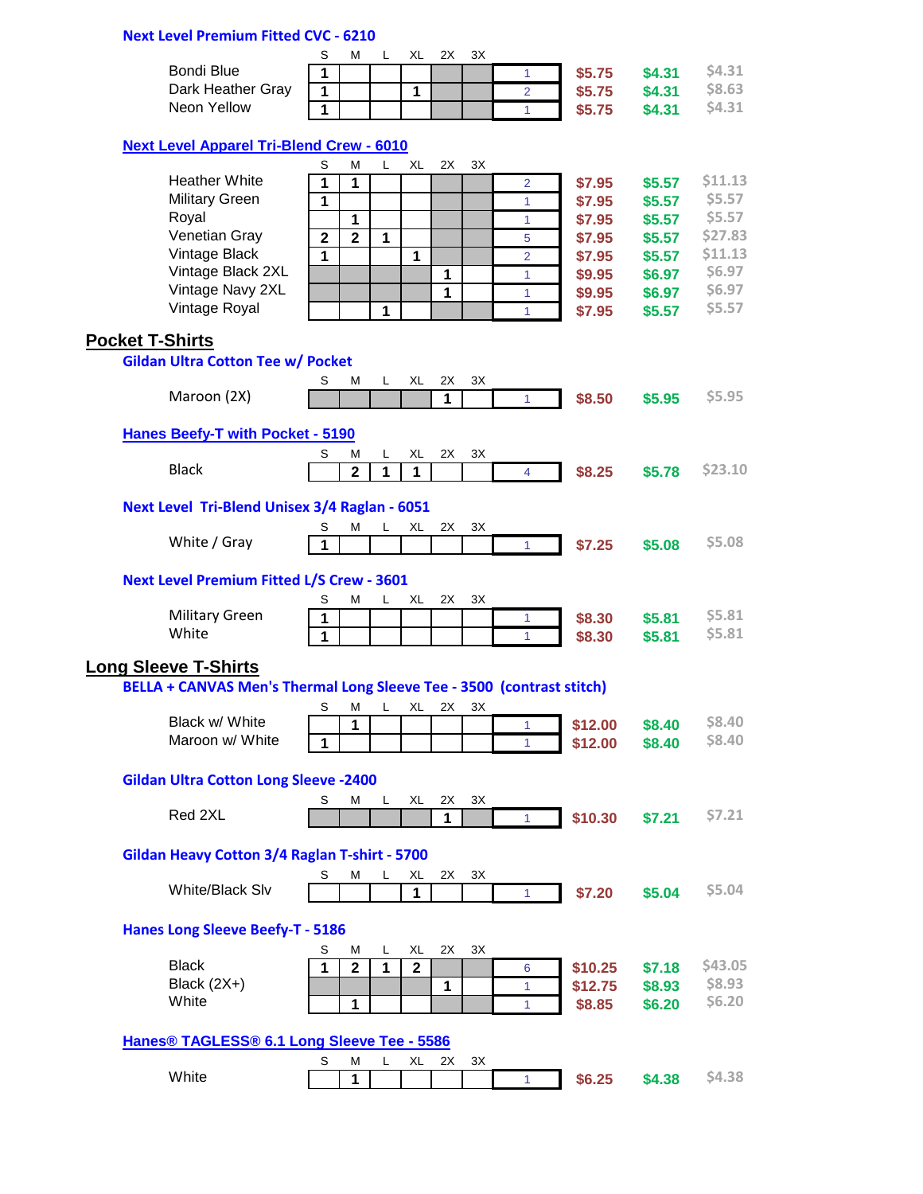### Next Level Premium Fitted CVC - 6210

| | S | M | L | XL | 2X | 3X | Qty | | | |
|---|---|---|---|---|---|---|---|---|---|---|
| Bondi Blue | 1 | | | | | | 1 | $5.75 | $4.31 | $4.31 |
| Dark Heather Gray | 1 | | | 1 | | | 2 | $5.75 | $4.31 | $8.63 |
| Neon Yellow | 1 | | | | | | 1 | $5.75 | $4.31 | $4.31 |

### Next Level Apparel Tri-Blend Crew - 6010

| | S | M | L | XL | 2X | 3X | Qty | | | |
|---|---|---|---|---|---|---|---|---|---|---|
| Heather White | 1 | 1 | | | | | 2 | $7.95 | $5.57 | $11.13 |
| Military Green | 1 | | | | | | 1 | $7.95 | $5.57 | $5.57 |
| Royal | | 1 | | | | | 1 | $7.95 | $5.57 | $5.57 |
| Venetian Gray | 2 | 2 | 1 | | | | 5 | $7.95 | $5.57 | $27.83 |
| Vintage Black | 1 | | | 1 | | | 2 | $7.95 | $5.57 | $11.13 |
| Vintage Black 2XL | | | | | 1 | | 1 | $9.95 | $6.97 | $6.97 |
| Vintage Navy 2XL | | | | | 1 | | 1 | $9.95 | $6.97 | $6.97 |
| Vintage Royal | | | 1 | | | | 1 | $7.95 | $5.57 | $5.57 |

## Pocket T-Shirts

### Gildan Ultra Cotton Tee w/ Pocket

| | S | M | L | XL | 2X | 3X | Qty | | | |
|---|---|---|---|---|---|---|---|---|---|---|
| Maroon (2X) | | | | | 1 | | 1 | $8.50 | $5.95 | $5.95 |

### Hanes Beefy-T with Pocket - 5190

| | S | M | L | XL | 2X | 3X | Qty | | | |
|---|---|---|---|---|---|---|---|---|---|---|
| Black | | 2 | 1 | 1 | | | 4 | $8.25 | $5.78 | $23.10 |

### Next Level Tri-Blend Unisex 3/4 Raglan - 6051

| | S | M | L | XL | 2X | 3X | Qty | | | |
|---|---|---|---|---|---|---|---|---|---|---|
| White / Gray | 1 | | | | | | 1 | $7.25 | $5.08 | $5.08 |

### Next Level Premium Fitted L/S Crew - 3601

| | S | M | L | XL | 2X | 3X | Qty | | | |
|---|---|---|---|---|---|---|---|---|---|---|
| Military Green | 1 | | | | | | 1 | $8.30 | $5.81 | $5.81 |
| White | 1 | | | | | | 1 | $8.30 | $5.81 | $5.81 |

## Long Sleeve T-Shirts

### BELLA + CANVAS Men's Thermal Long Sleeve Tee - 3500 (contrast stitch)

| | S | M | L | XL | 2X | 3X | Qty | | | |
|---|---|---|---|---|---|---|---|---|---|---|
| Black w/ White | | 1 | | | | | 1 | $12.00 | $8.40 | $8.40 |
| Maroon w/ White | 1 | | | | | | 1 | $12.00 | $8.40 | $8.40 |

### Gildan Ultra Cotton Long Sleeve -2400

| | S | M | L | XL | 2X | 3X | Qty | | | |
|---|---|---|---|---|---|---|---|---|---|---|
| Red 2XL | | | | | 1 | | 1 | $10.30 | $7.21 | $7.21 |

### Gildan Heavy Cotton 3/4 Raglan T-shirt - 5700

| | S | M | L | XL | 2X | 3X | Qty | | | |
|---|---|---|---|---|---|---|---|---|---|---|
| White/Black Slv | | | | 1 | | | 1 | $7.20 | $5.04 | $5.04 |

### Hanes Long Sleeve Beefy-T - 5186

| | S | M | L | XL | 2X | 3X | Qty | | | |
|---|---|---|---|---|---|---|---|---|---|---|
| Black | 1 | 2 | 1 | 2 | | | 6 | $10.25 | $7.18 | $43.05 |
| Black (2X+) | | | | | 1 | | 1 | $12.75 | $8.93 | $8.93 |
| White | | 1 | | | | | 1 | $8.85 | $6.20 | $6.20 |

### Hanes® TAGLESS® 6.1 Long Sleeve Tee - 5586

| | S | M | L | XL | 2X | 3X | Qty | | | |
|---|---|---|---|---|---|---|---|---|---|---|
| White | | 1 | | | | | 1 | $6.25 | $4.38 | $4.38 |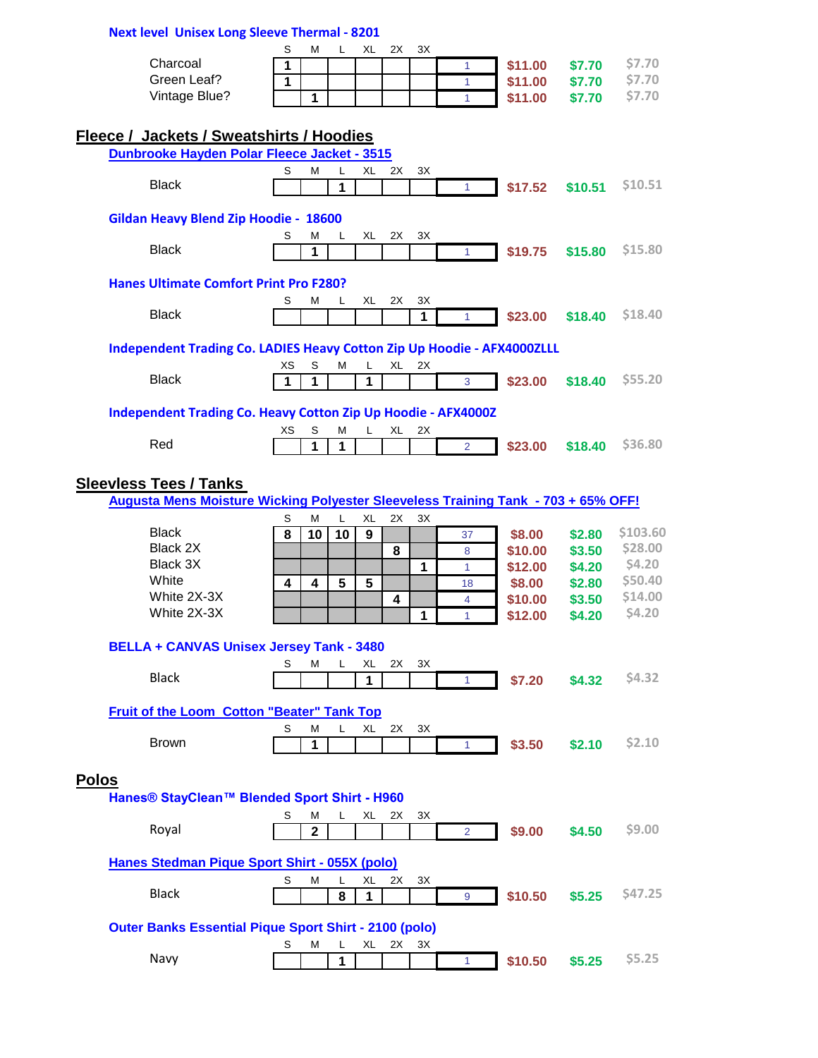### Next level Unisex Long Sleeve Thermal - 8201

| | S | M | L | XL | 2X | 3X | Qty | | | |
|---|---|---|---|---|---|---|---|---|---|---|
| Charcoal | 1 | | | | | | 1 | $11.00 | $7.70 | $7.70 |
| Green Leaf? | 1 | | | | | | 1 | $11.00 | $7.70 | $7.70 |
| Vintage Blue? | | 1 | | | | | 1 | $11.00 | $7.70 | $7.70 |

## Fleece / Jackets / Sweatshirts / Hoodies

### Dunbrooke Hayden Polar Fleece Jacket - 3515

| | S | M | L | XL | 2X | 3X | Qty | | | |
|---|---|---|---|---|---|---|---|---|---|---|
| Black | | | 1 | | | | 1 | $17.52 | $10.51 | $10.51 |

### Gildan Heavy Blend Zip Hoodie - 18600

| | S | M | L | XL | 2X | 3X | Qty | | | |
|---|---|---|---|---|---|---|---|---|---|---|
| Black | | 1 | | | | | 1 | $19.75 | $15.80 | $15.80 |

### Hanes Ultimate Comfort Print Pro F280?

| | S | M | L | XL | 2X | 3X | Qty | | | |
|---|---|---|---|---|---|---|---|---|---|---|
| Black | | | | | | 1 | 1 | $23.00 | $18.40 | $18.40 |

### Independent Trading Co. LADIES Heavy Cotton Zip Up Hoodie - AFX4000ZLLL

| | XS | S | M | L | XL | 2X | Qty | | | |
|---|---|---|---|---|---|---|---|---|---|---|
| Black | 1 | 1 | | 1 | | | 3 | $23.00 | $18.40 | $55.20 |

### Independent Trading Co. Heavy Cotton Zip Up Hoodie - AFX4000Z

| | XS | S | M | L | XL | 2X | Qty | | | |
|---|---|---|---|---|---|---|---|---|---|---|
| Red | | 1 | 1 | | | | 2 | $23.00 | $18.40 | $36.80 |

## Sleevless Tees / Tanks

### Augusta Mens Moisture Wicking Polyester Sleeveless Training Tank - 703 + 65% OFF!

| | S | M | L | XL | 2X | 3X | Qty | | | |
|---|---|---|---|---|---|---|---|---|---|---|
| Black | 8 | 10 | 10 | 9 | | | 37 | $8.00 | $2.80 | $103.60 |
| Black 2X | | | | | 8 | | 8 | $10.00 | $3.50 | $28.00 |
| Black 3X | | | | | | 1 | 1 | $12.00 | $4.20 | $4.20 |
| White | 4 | 4 | 5 | 5 | | | 18 | $8.00 | $2.80 | $50.40 |
| White 2X-3X | | | | | 4 | | 4 | $10.00 | $3.50 | $14.00 |
| White 2X-3X | | | | | | 1 | 1 | $12.00 | $4.20 | $4.20 |

### BELLA + CANVAS Unisex Jersey Tank - 3480

| | S | M | L | XL | 2X | 3X | Qty | | | |
|---|---|---|---|---|---|---|---|---|---|---|
| Black | | | | 1 | | | 1 | $7.20 | $4.32 | $4.32 |

### Fruit of the Loom Cotton "Beater" Tank Top

| | S | M | L | XL | 2X | 3X | Qty | | | |
|---|---|---|---|---|---|---|---|---|---|---|
| Brown | | 1 | | | | | 1 | $3.50 | $2.10 | $2.10 |

## Polos

### Hanes® StayClean™ Blended Sport Shirt - H960

| | S | M | L | XL | 2X | 3X | Qty | | | |
|---|---|---|---|---|---|---|---|---|---|---|
| Royal | | 2 | | | | | 2 | $9.00 | $4.50 | $9.00 |

### Hanes Stedman Pique Sport Shirt - 055X (polo)

| | S | M | L | XL | 2X | 3X | Qty | | | |
|---|---|---|---|---|---|---|---|---|---|---|
| Black | | | 8 | 1 | | | 9 | $10.50 | $5.25 | $47.25 |

### Outer Banks Essential Pique Sport Shirt - 2100 (polo)

| | S | M | L | XL | 2X | 3X | Qty | | | |
|---|---|---|---|---|---|---|---|---|---|---|
| Navy | | | 1 | | | | 1 | $10.50 | $5.25 | $5.25 |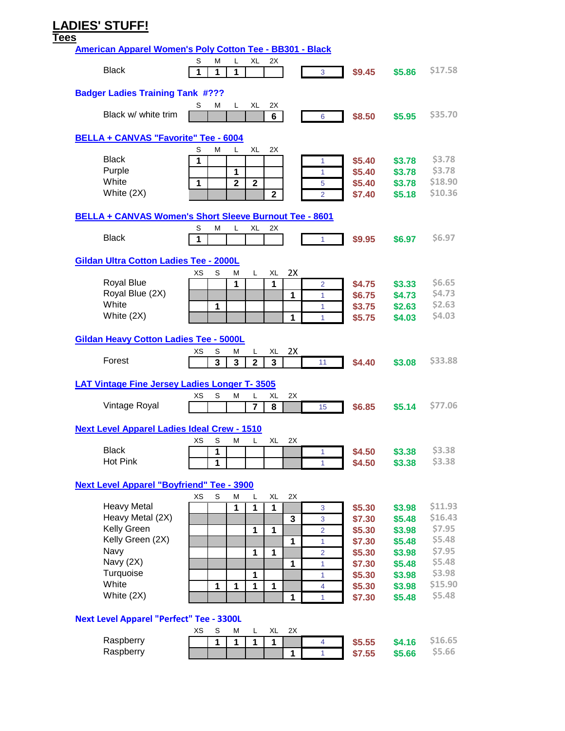# LADIES' STUFF!

## Tees

### American Apparel Women's Poly Cotton Tee - BB301 - Black

| | S | M | L | XL | 2X | Qty | Price | Cost | Total |
|---|---|---|---|---|---|---|---|---|---|
| Black | 1 | 1 | 1 | | | 3 | $9.45 | $5.86 | $17.58 |

### Badger Ladies Training Tank #???

| | S | M | L | XL | 2X | Qty | Price | Cost | Total |
|---|---|---|---|---|---|---|---|---|---|
| Black w/ white trim | | | | | 6 | 6 | $8.50 | $5.95 | $35.70 |

### BELLA + CANVAS "Favorite" Tee - 6004

| | S | M | L | XL | 2X | Qty | Price | Cost | Total |
|---|---|---|---|---|---|---|---|---|---|
| Black | 1 | | | | | 1 | $5.40 | $3.78 | $3.78 |
| Purple | | | 1 | | | 1 | $5.40 | $3.78 | $3.78 |
| White | 1 | | 2 | 2 | | 5 | $5.40 | $3.78 | $18.90 |
| White (2X) | | | | | 2 | 2 | $7.40 | $5.18 | $10.36 |

### BELLA + CANVAS Women's Short Sleeve Burnout Tee - 8601

| | S | M | L | XL | 2X | Qty | Price | Cost | Total |
|---|---|---|---|---|---|---|---|---|---|
| Black | 1 | | | | | 1 | $9.95 | $6.97 | $6.97 |

### Gildan Ultra Cotton Ladies Tee - 2000L

| | XS | S | M | L | XL | 2X | Qty | Price | Cost | Total |
|---|---|---|---|---|---|---|---|---|---|---|
| Royal Blue | | | 1 | | 1 | | 2 | $4.75 | $3.33 | $6.65 |
| Royal Blue (2X) | | | | | | 1 | 1 | $6.75 | $4.73 | $4.73 |
| White | | 1 | | | | | 1 | $3.75 | $2.63 | $2.63 |
| White (2X) | | | | | | 1 | 1 | $5.75 | $4.03 | $4.03 |

### Gildan Heavy Cotton Ladies Tee - 5000L

| | XS | S | M | L | XL | 2X | Qty | Price | Cost | Total |
|---|---|---|---|---|---|---|---|---|---|---|
| Forest | | 3 | 3 | 2 | 3 | | 11 | $4.40 | $3.08 | $33.88 |

### LAT Vintage Fine Jersey Ladies Longer T- 3505

| | XS | S | M | L | XL | 2X | Qty | Price | Cost | Total |
|---|---|---|---|---|---|---|---|---|---|---|
| Vintage Royal | | | | 7 | 8 | | 15 | $6.85 | $5.14 | $77.06 |

### Next Level Apparel Ladies Ideal Crew - 1510

| | XS | S | M | L | XL | 2X | Qty | Price | Cost | Total |
|---|---|---|---|---|---|---|---|---|---|---|
| Black | | 1 | | | | | 1 | $4.50 | $3.38 | $3.38 |
| Hot Pink | | 1 | | | | | 1 | $4.50 | $3.38 | $3.38 |

### Next Level Apparel "Boyfriend" Tee - 3900

| | XS | S | M | L | XL | 2X | Qty | Price | Cost | Total |
|---|---|---|---|---|---|---|---|---|---|---|
| Heavy Metal | | | 1 | 1 | 1 | | 3 | $5.30 | $3.98 | $11.93 |
| Heavy Metal (2X) | | | | | | 3 | 3 | $7.30 | $5.48 | $16.43 |
| Kelly Green | | | | 1 | 1 | | 2 | $5.30 | $3.98 | $7.95 |
| Kelly Green (2X) | | | | | | 1 | 1 | $7.30 | $5.48 | $5.48 |
| Navy | | | | 1 | 1 | | 2 | $5.30 | $3.98 | $7.95 |
| Navy (2X) | | | | | | 1 | 1 | $7.30 | $5.48 | $5.48 |
| Turquoise | | | | 1 | | | 1 | $5.30 | $3.98 | $3.98 |
| White | | 1 | 1 | 1 | 1 | | 4 | $5.30 | $3.98 | $15.90 |
| White (2X) | | | | | | 1 | 1 | $7.30 | $5.48 | $5.48 |

### Next Level Apparel "Perfect" Tee - 3300L

| | XS | S | M | L | XL | 2X | Qty | Price | Cost | Total |
|---|---|---|---|---|---|---|---|---|---|---|
| Raspberry | | 1 | 1 | 1 | 1 | | 4 | $5.55 | $4.16 | $16.65 |
| Raspberry | | | | | | 1 | 1 | $7.55 | $5.66 | $5.66 |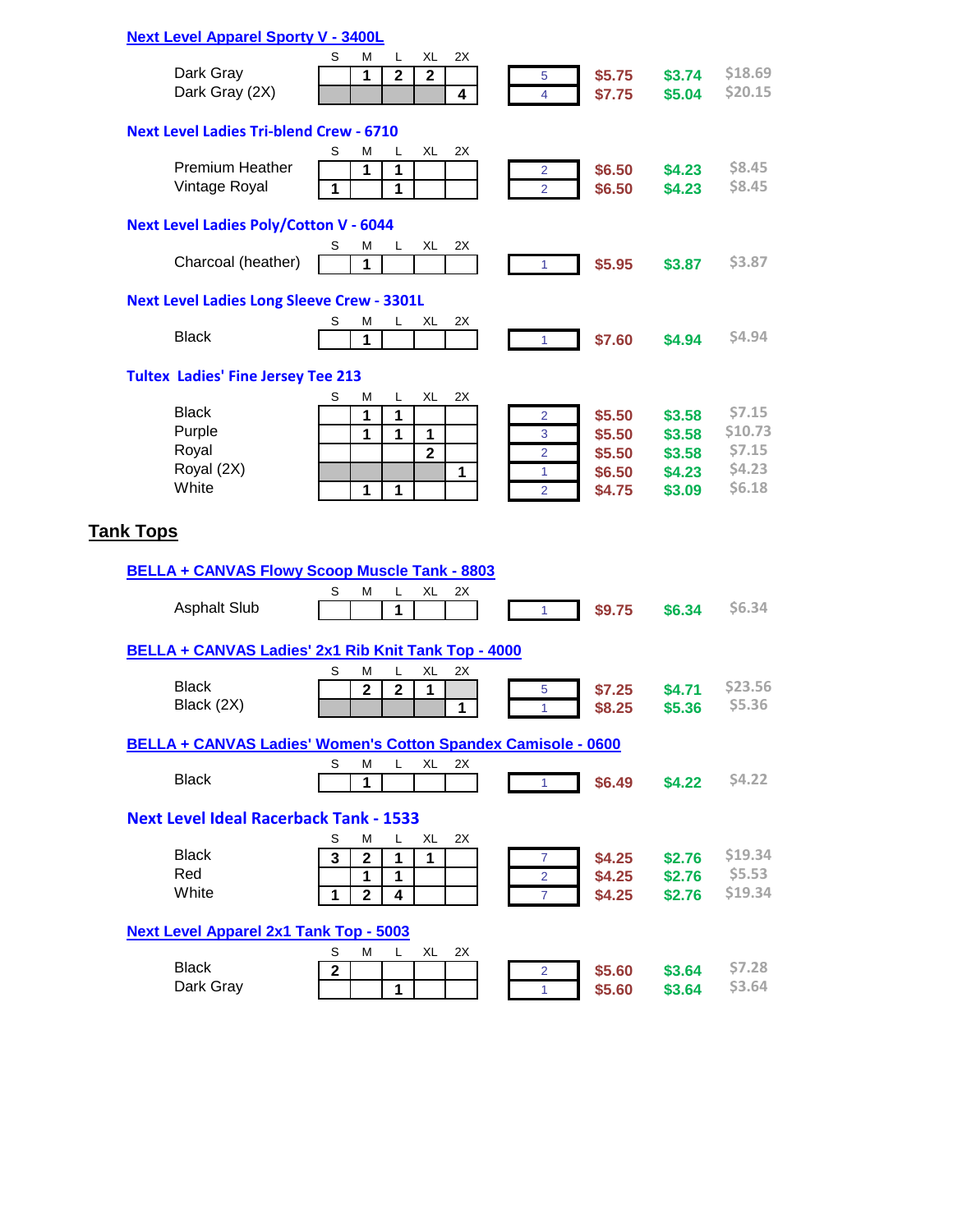### Next Level Apparel Sporty V - 3400L

| | S | M | L | XL | 2X | Qty | Price | Cost | Total |
|---|---|---|---|---|---|---|---|---|---|
| Dark Gray | | 1 | 2 | 2 | | 5 | $5.75 | $3.74 | $18.69 |
| Dark Gray (2X) | | | | | 4 | 4 | $7.75 | $5.04 | $20.15 |

### Next Level Ladies Tri-blend Crew - 6710

| | S | M | L | XL | 2X | Qty | Price | Cost | Total |
|---|---|---|---|---|---|---|---|---|---|
| Premium Heather | | 1 | 1 | | | 2 | $6.50 | $4.23 | $8.45 |
| Vintage Royal | 1 | | 1 | | | 2 | $6.50 | $4.23 | $8.45 |

### Next Level Ladies Poly/Cotton V - 6044

| | S | M | L | XL | 2X | Qty | Price | Cost | Total |
|---|---|---|---|---|---|---|---|---|---|
| Charcoal (heather) | | 1 | | | | 1 | $5.95 | $3.87 | $3.87 |

### Next Level Ladies Long Sleeve Crew - 3301L

| | S | M | L | XL | 2X | Qty | Price | Cost | Total |
|---|---|---|---|---|---|---|---|---|---|
| Black | | 1 | | | | 1 | $7.60 | $4.94 | $4.94 |

### Tultex Ladies' Fine Jersey Tee 213

| | S | M | L | XL | 2X | Qty | Price | Cost | Total |
|---|---|---|---|---|---|---|---|---|---|
| Black | | 1 | 1 | | | 2 | $5.50 | $3.58 | $7.15 |
| Purple | | 1 | 1 | 1 | | 3 | $5.50 | $3.58 | $10.73 |
| Royal | | | | 2 | | 2 | $5.50 | $3.58 | $7.15 |
| Royal (2X) | | | | | 1 | 1 | $6.50 | $4.23 | $4.23 |
| White | | 1 | 1 | | | 2 | $4.75 | $3.09 | $6.18 |

## Tank Tops

### BELLA + CANVAS Flowy Scoop Muscle Tank - 8803

| | S | M | L | XL | 2X | Qty | Price | Cost | Total |
|---|---|---|---|---|---|---|---|---|---|
| Asphalt Slub | | | 1 | | | 1 | $9.75 | $6.34 | $6.34 |

### BELLA + CANVAS Ladies' 2x1 Rib Knit Tank Top - 4000

| | S | M | L | XL | 2X | Qty | Price | Cost | Total |
|---|---|---|---|---|---|---|---|---|---|
| Black | | 2 | 2 | 1 | | 5 | $7.25 | $4.71 | $23.56 |
| Black (2X) | | | | | 1 | 1 | $8.25 | $5.36 | $5.36 |

### BELLA + CANVAS Ladies' Women's Cotton Spandex Camisole - 0600

| | S | M | L | XL | 2X | Qty | Price | Cost | Total |
|---|---|---|---|---|---|---|---|---|---|
| Black | | 1 | | | | 1 | $6.49 | $4.22 | $4.22 |

### Next Level Ideal Racerback Tank - 1533

| | S | M | L | XL | 2X | Qty | Price | Cost | Total |
|---|---|---|---|---|---|---|---|---|---|
| Black | 3 | 2 | 1 | 1 | | 7 | $4.25 | $2.76 | $19.34 |
| Red | | 1 | 1 | | | 2 | $4.25 | $2.76 | $5.53 |
| White | 1 | 2 | 4 | | | 7 | $4.25 | $2.76 | $19.34 |

### Next Level Apparel 2x1 Tank Top - 5003

| | S | M | L | XL | 2X | Qty | Price | Cost | Total |
|---|---|---|---|---|---|---|---|---|---|
| Black | 2 | | | | | 2 | $5.60 | $3.64 | $7.28 |
| Dark Gray | | | 1 | | | 1 | $5.60 | $3.64 | $3.64 |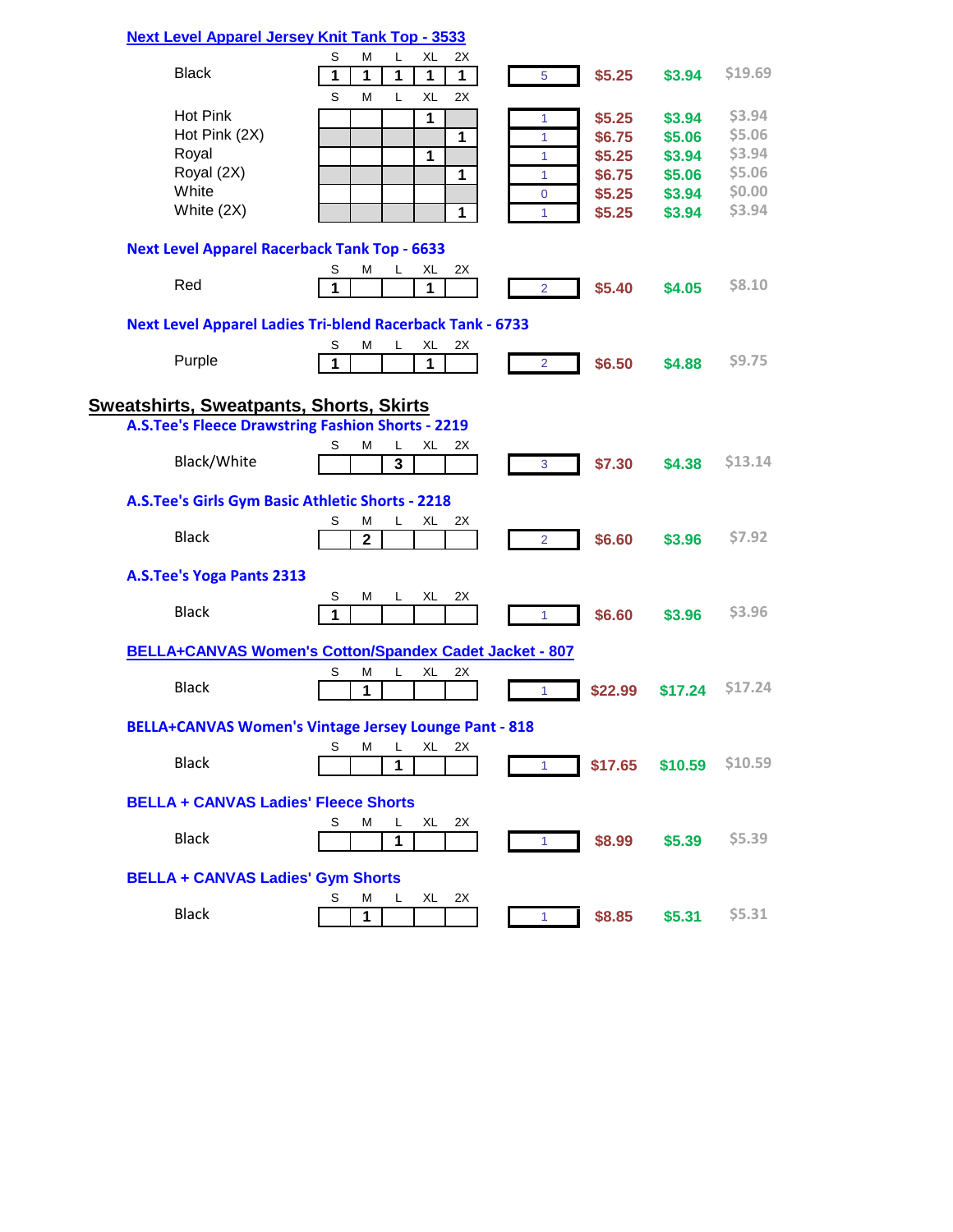### Next Level Apparel Jersey Knit Tank Top - 3533

| Color | S | M | L | XL | 2X | Qty | Price | Sale | Total |
|---|---|---|---|---|---|---|---|---|---|
| Black | 1 | 1 | 1 | 1 | 1 | 5 | $5.25 | $3.94 | $19.69 |
| Hot Pink | | | | 1 | | 1 | $5.25 | $3.94 | $3.94 |
| Hot Pink (2X) | | | | | 1 | 1 | $6.75 | $5.06 | $5.06 |
| Royal | | | | 1 | | 1 | $5.25 | $3.94 | $3.94 |
| Royal (2X) | | | | | 1 | 1 | $6.75 | $5.06 | $5.06 |
| White | | | | | | 0 | $5.25 | $3.94 | $0.00 |
| White (2X) | | | | | 1 | 1 | $5.25 | $3.94 | $3.94 |

### Next Level Apparel Racerback Tank Top - 6633

| Color | S | M | L | XL | 2X | Qty | Price | Sale | Total |
|---|---|---|---|---|---|---|---|---|---|
| Red | 1 | | | 1 | | 2 | $5.40 | $4.05 | $8.10 |

### Next Level Apparel Ladies Tri-blend Racerback Tank - 6733

| Color | S | M | L | XL | 2X | Qty | Price | Sale | Total |
|---|---|---|---|---|---|---|---|---|---|
| Purple | 1 | | | 1 | | 2 | $6.50 | $4.88 | $9.75 |

## Sweatshirts, Sweatpants, Shorts, Skirts

### A.S.Tee's Fleece Drawstring Fashion Shorts - 2219

| Color | S | M | L | XL | 2X | Qty | Price | Sale | Total |
|---|---|---|---|---|---|---|---|---|---|
| Black/White | | | 3 | | | 3 | $7.30 | $4.38 | $13.14 |

### A.S.Tee's Girls Gym Basic Athletic Shorts - 2218

| Color | S | M | L | XL | 2X | Qty | Price | Sale | Total |
|---|---|---|---|---|---|---|---|---|---|
| Black | | 2 | | | | 2 | $6.60 | $3.96 | $7.92 |

### A.S.Tee's Yoga Pants 2313

| Color | S | M | L | XL | 2X | Qty | Price | Sale | Total |
|---|---|---|---|---|---|---|---|---|---|
| Black | 1 | | | | | 1 | $6.60 | $3.96 | $3.96 |

### BELLA+CANVAS Women's Cotton/Spandex Cadet Jacket - 807

| Color | S | M | L | XL | 2X | Qty | Price | Sale | Total |
|---|---|---|---|---|---|---|---|---|---|
| Black | | 1 | | | | 1 | $22.99 | $17.24 | $17.24 |

### BELLA+CANVAS Women's Vintage Jersey Lounge Pant - 818

| Color | S | M | L | XL | 2X | Qty | Price | Sale | Total |
|---|---|---|---|---|---|---|---|---|---|
| Black | | | 1 | | | 1 | $17.65 | $10.59 | $10.59 |

### BELLA + CANVAS Ladies' Fleece Shorts

| Color | S | M | L | XL | 2X | Qty | Price | Sale | Total |
|---|---|---|---|---|---|---|---|---|---|
| Black | | | 1 | | | 1 | $8.99 | $5.39 | $5.39 |

### BELLA + CANVAS Ladies' Gym Shorts

| Color | S | M | L | XL | 2X | Qty | Price | Sale | Total |
|---|---|---|---|---|---|---|---|---|---|
| Black | | 1 | | | | 1 | $8.85 | $5.31 | $5.31 |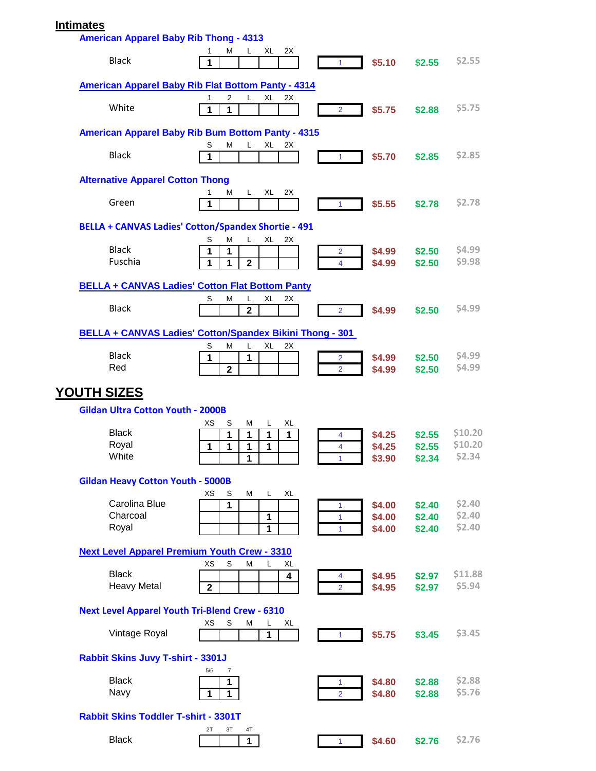## Intimates

### American Apparel Baby Rib Thong - 4313

| | 1 | M | L | XL | 2X | Qty | Price | Sale | Total |
|---|---|---|---|---|---|---|---|---|---|
| Black | 1 | | | | | 1 | $5.10 | $2.55 | $2.55 |

### American Apparel Baby Rib Flat Bottom Panty - 4314

| | 1 | 2 | L | XL | 2X | Qty | Price | Sale | Total |
|---|---|---|---|---|---|---|---|---|---|
| White | 1 | 1 | | | | 2 | $5.75 | $2.88 | $5.75 |

### American Apparel Baby Rib Bum Bottom Panty - 4315

| | S | M | L | XL | 2X | Qty | Price | Sale | Total |
|---|---|---|---|---|---|---|---|---|---|
| Black | 1 | | | | | 1 | $5.70 | $2.85 | $2.85 |

### Alternative Apparel Cotton Thong

| | 1 | M | L | XL | 2X | Qty | Price | Sale | Total |
|---|---|---|---|---|---|---|---|---|---|
| Green | 1 | | | | | 1 | $5.55 | $2.78 | $2.78 |

### BELLA + CANVAS Ladies' Cotton/Spandex Shortie - 491

| | S | M | L | XL | 2X | Qty | Price | Sale | Total |
|---|---|---|---|---|---|---|---|---|---|
| Black | 1 | 1 | | | | 2 | $4.99 | $2.50 | $4.99 |
| Fuschia | 1 | 1 | 2 | | | 4 | $4.99 | $2.50 | $9.98 |

### BELLA + CANVAS Ladies' Cotton Flat Bottom Panty

| | S | M | L | XL | 2X | Qty | Price | Sale | Total |
|---|---|---|---|---|---|---|---|---|---|
| Black | | | 2 | | | 2 | $4.99 | $2.50 | $4.99 |

### BELLA + CANVAS Ladies' Cotton/Spandex Bikini Thong - 301

| | S | M | L | XL | 2X | Qty | Price | Sale | Total |
|---|---|---|---|---|---|---|---|---|---|
| Black | 1 | | 1 | | | 2 | $4.99 | $2.50 | $4.99 |
| Red | | 2 | | | | 2 | $4.99 | $2.50 | $4.99 |

## YOUTH SIZES

### Gildan Ultra Cotton Youth - 2000B

| | XS | S | M | L | XL | Qty | Price | Sale | Total |
|---|---|---|---|---|---|---|---|---|---|
| Black | | 1 | 1 | 1 | 1 | 4 | $4.25 | $2.55 | $10.20 |
| Royal | 1 | 1 | 1 | 1 | | 4 | $4.25 | $2.55 | $10.20 |
| White | | | 1 | | | 1 | $3.90 | $2.34 | $2.34 |

### Gildan Heavy Cotton Youth - 5000B

| | XS | S | M | L | XL | Qty | Price | Sale | Total |
|---|---|---|---|---|---|---|---|---|---|
| Carolina Blue | | 1 | | | | 1 | $4.00 | $2.40 | $2.40 |
| Charcoal | | | | 1 | | 1 | $4.00 | $2.40 | $2.40 |
| Royal | | | | 1 | | 1 | $4.00 | $2.40 | $2.40 |

### Next Level Apparel Premium Youth Crew - 3310

| | XS | S | M | L | XL | Qty | Price | Sale | Total |
|---|---|---|---|---|---|---|---|---|---|
| Black | | | | | 4 | 4 | $4.95 | $2.97 | $11.88 |
| Heavy Metal | 2 | | | | | 2 | $4.95 | $2.97 | $5.94 |

### Next Level Apparel Youth Tri-Blend Crew - 6310

| | XS | S | M | L | XL | Qty | Price | Sale | Total |
|---|---|---|---|---|---|---|---|---|---|
| Vintage Royal | | | | 1 | | 1 | $5.75 | $3.45 | $3.45 |

### Rabbit Skins Juvy T-shirt - 3301J

| | 5/6 | 7 | Qty | Price | Sale | Total |
|---|---|---|---|---|---|---|
| Black | | 1 | 1 | $4.80 | $2.88 | $2.88 |
| Navy | 1 | 1 | 2 | $4.80 | $2.88 | $5.76 |

### Rabbit Skins Toddler T-shirt - 3301T

| | 2T | 3T | 4T | Qty | Price | Sale | Total |
|---|---|---|---|---|---|---|---|
| Black | | | 1 | 1 | $4.60 | $2.76 | $2.76 |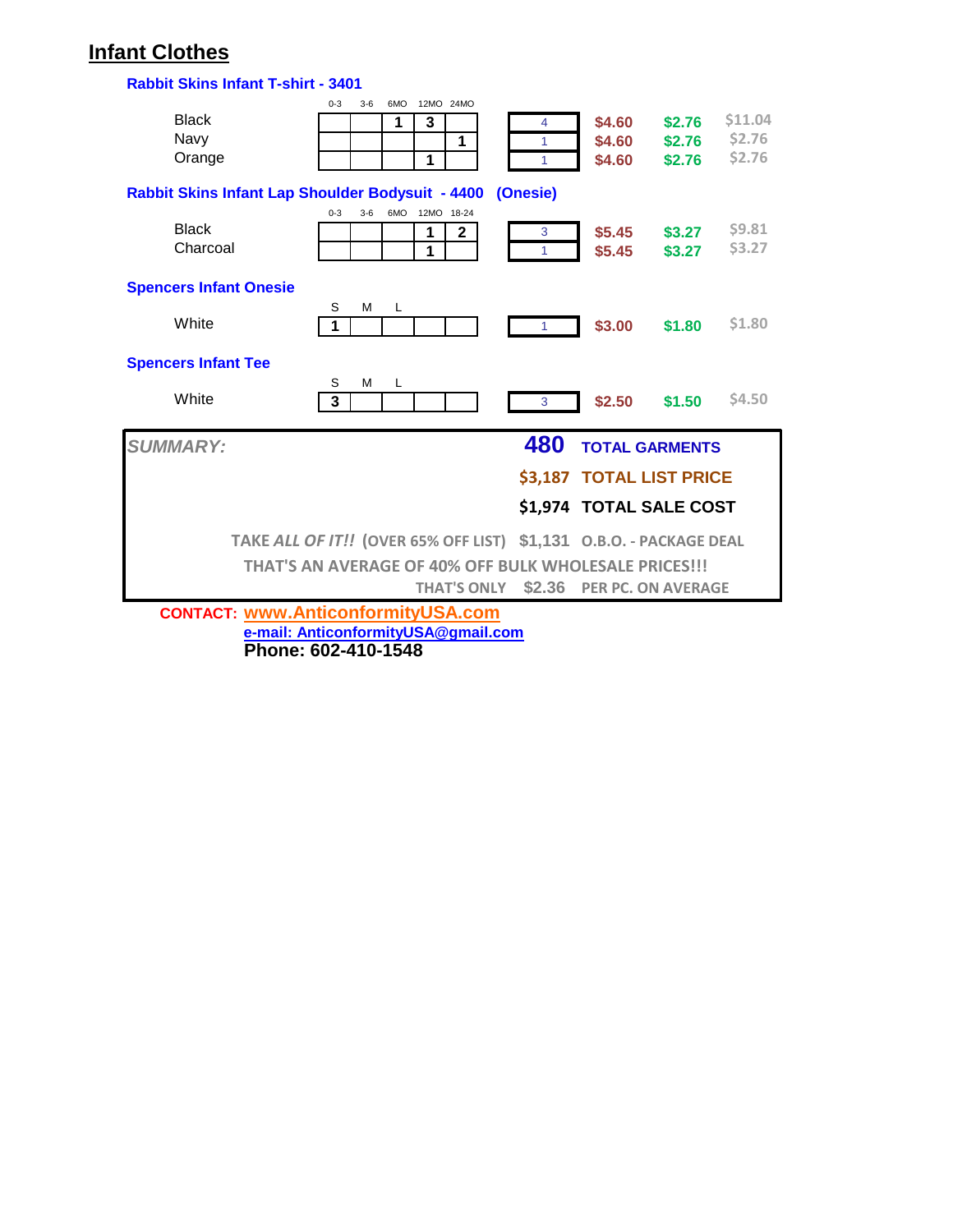## Infant Clothes

### Rabbit Skins Infant T-shirt - 3401

| | 0-3 | 3-6 | 6MO | 12MO | 24MO | Qty | | | |
|---|---|---|---|---|---|---|---|---|---|
| Black | | | 1 | 3 | | 4 | $4.60 | $2.76 | $11.04 |
| Navy | | | | | 1 | 1 | $4.60 | $2.76 | $2.76 |
| Orange | | | | 1 | | 1 | $4.60 | $2.76 | $2.76 |

### Rabbit Skins Infant Lap Shoulder Bodysuit - 4400 (Onesie)

| | 0-3 | 3-6 | 6MO | 12MO | 18-24 | Qty | | | |
|---|---|---|---|---|---|---|---|---|---|
| Black | | | | 1 | 2 | 3 | $5.45 | $3.27 | $9.81 |
| Charcoal | | | | 1 | | 1 | $5.45 | $3.27 | $3.27 |

### Spencers Infant Onesie

| | S | M | L | | | Qty | | | |
|---|---|---|---|---|---|---|---|---|---|
| White | 1 | | | | | 1 | $3.00 | $1.80 | $1.80 |

### Spencers Infant Tee

| | S | M | L | | | Qty | | | |
|---|---|---|---|---|---|---|---|---|---|
| White | 3 | | | | | 3 | $2.50 | $1.50 | $4.50 |

*SUMMARY:*

| | |
|---|---|
| 480 | TOTAL GARMENTS |
| $3,187 | TOTAL LIST PRICE |
| $1,974 | TOTAL SALE COST |

TAKE *ALL OF IT!!* (OVER 65% OFF LIST) $1,131 O.B.O. - PACKAGE DEAL

THAT'S AN AVERAGE OF 40% OFF BULK WHOLESALE PRICES!!!

THAT'S ONLY $2.36 PER PC. ON AVERAGE

**CONTACT:** www.AnticonformityUSA.com

e-mail: AnticonformityUSA@gmail.com

**Phone: 602-410-1548**